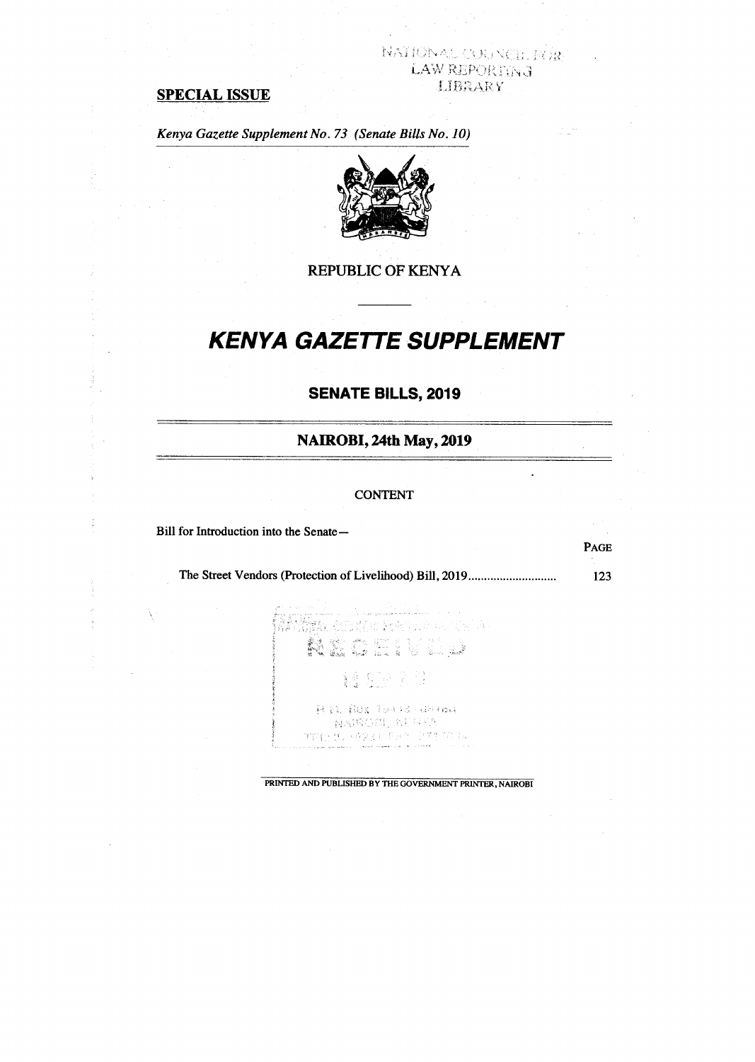NATIONAL COUNCIL FOR LAW REPORTING LIBRARY

**SPECIAL ISSUE**

*Kenya Gazette Supplement No. 73 (Senate Bills No. 10)*

REPUBLIC OF KENYA

# *KENYA GAZETTE SUPPLEMENT*

## SENATE BILLS, 2019

## NAIROBI, 24th May, 2019

CONTENT

Bill for Introduction into the Senate—

| | PAGE |
|---|---|
| The Street Vendors (Protection of Livelihood) Bill, 2019............................ | 123 |

PRINTED AND PUBLISHED BY THE GOVERNMENT PRINTER, NAIROBI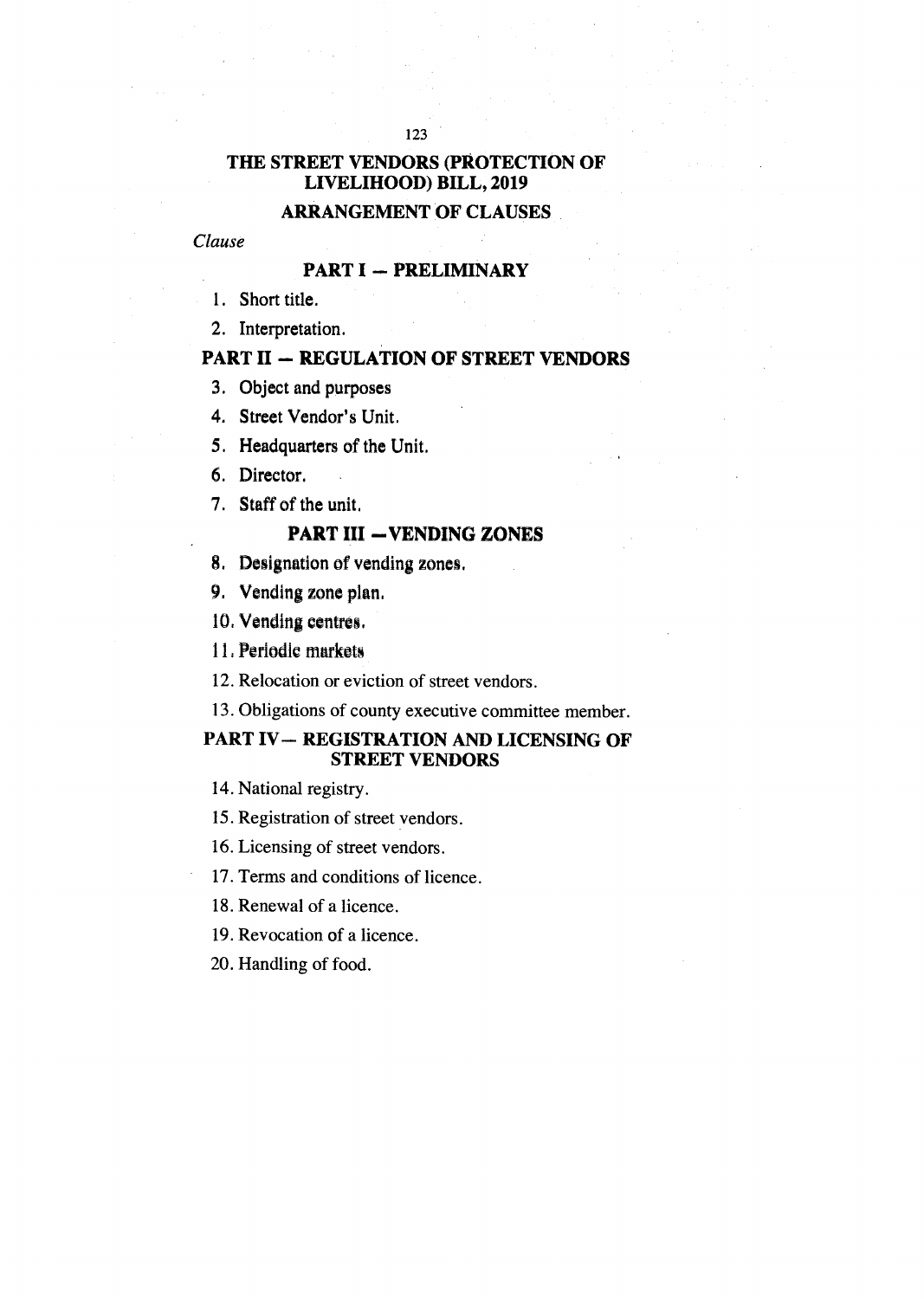# THE STREET VENDORS (PROTECTION OF LIVELIHOOD) BILL, 2019

## ARRANGEMENT OF CLAUSES

*Clause*

### PART I — PRELIMINARY

1. Short title.
2. Interpretation.

### PART II — REGULATION OF STREET VENDORS

3. Object and purposes
4. Street Vendor's Unit.
5. Headquarters of the Unit.
6. Director.
7. Staff of the unit.

### PART III —VENDING ZONES

8. Designation of vending zones.
9. Vending zone plan.
10. Vending centres.
11. Periodic markets
12. Relocation or eviction of street vendors.
13. Obligations of county executive committee member.

### PART IV— REGISTRATION AND LICENSING OF STREET VENDORS

14. National registry.
15. Registration of street vendors.
16. Licensing of street vendors.
17. Terms and conditions of licence.
18. Renewal of a licence.
19. Revocation of a licence.
20. Handling of food.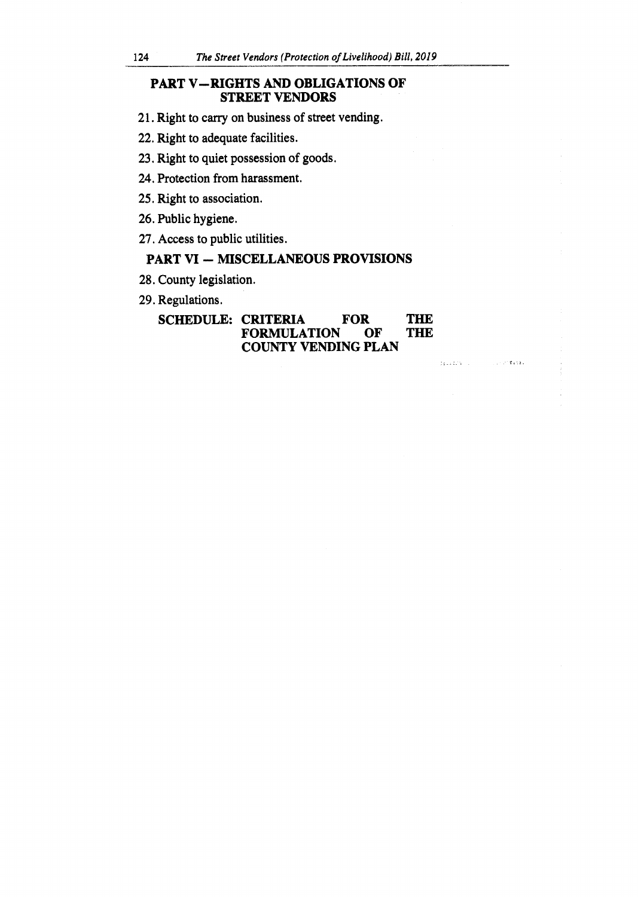## PART V—RIGHTS AND OBLIGATIONS OF STREET VENDORS

21. Right to carry on business of street vending.

22. Right to adequate facilities.

23. Right to quiet possession of goods.

24. Protection from harassment.

25. Right to association.

26. Public hygiene.

27. Access to public utilities.

## PART VI — MISCELLANEOUS PROVISIONS

28. County legislation.

29. Regulations.

**SCHEDULE: CRITERIA FOR THE FORMULATION OF THE COUNTY VENDING PLAN**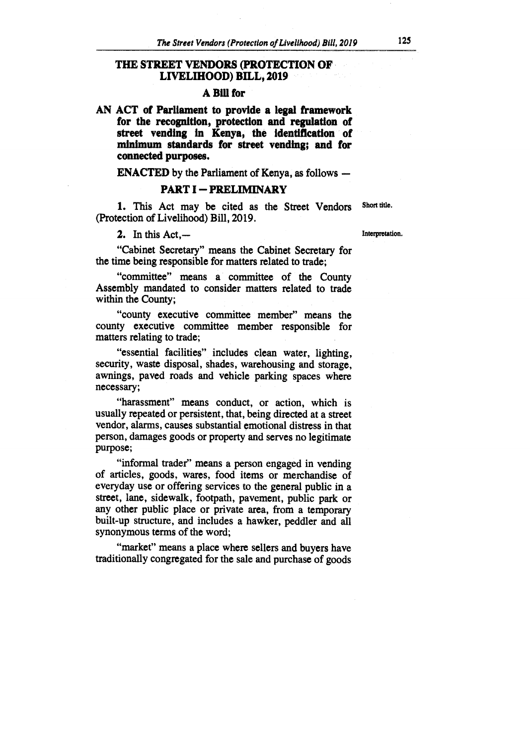## THE STREET VENDORS (PROTECTION OF LIVELIHOOD) BILL, 2019

### A Bill for

**AN ACT of Parliament to provide a legal framework for the recognition, protection and regulation of street vending in Kenya, the identification of minimum standards for street vending; and for connected purposes.**

**ENACTED** by the Parliament of Kenya, as follows —

### PART I — PRELIMINARY

Short title.

**1.** This Act may be cited as the Street Vendors (Protection of Livelihood) Bill, 2019.

Interpretation.

**2.** In this Act,—

"Cabinet Secretary" means the Cabinet Secretary for the time being responsible for matters related to trade;

"committee" means a committee of the County Assembly mandated to consider matters related to trade within the County;

"county executive committee member" means the county executive committee member responsible for matters relating to trade;

"essential facilities" includes clean water, lighting, security, waste disposal, shades, warehousing and storage, awnings, paved roads and vehicle parking spaces where necessary;

"harassment" means conduct, or action, which is usually repeated or persistent, that, being directed at a street vendor, alarms, causes substantial emotional distress in that person, damages goods or property and serves no legitimate purpose;

"informal trader" means a person engaged in vending of articles, goods, wares, food items or merchandise of everyday use or offering services to the general public in a street, lane, sidewalk, footpath, pavement, public park or any other public place or private area, from a temporary built-up structure, and includes a hawker, peddler and all synonymous terms of the word;

"market" means a place where sellers and buyers have traditionally congregated for the sale and purchase of goods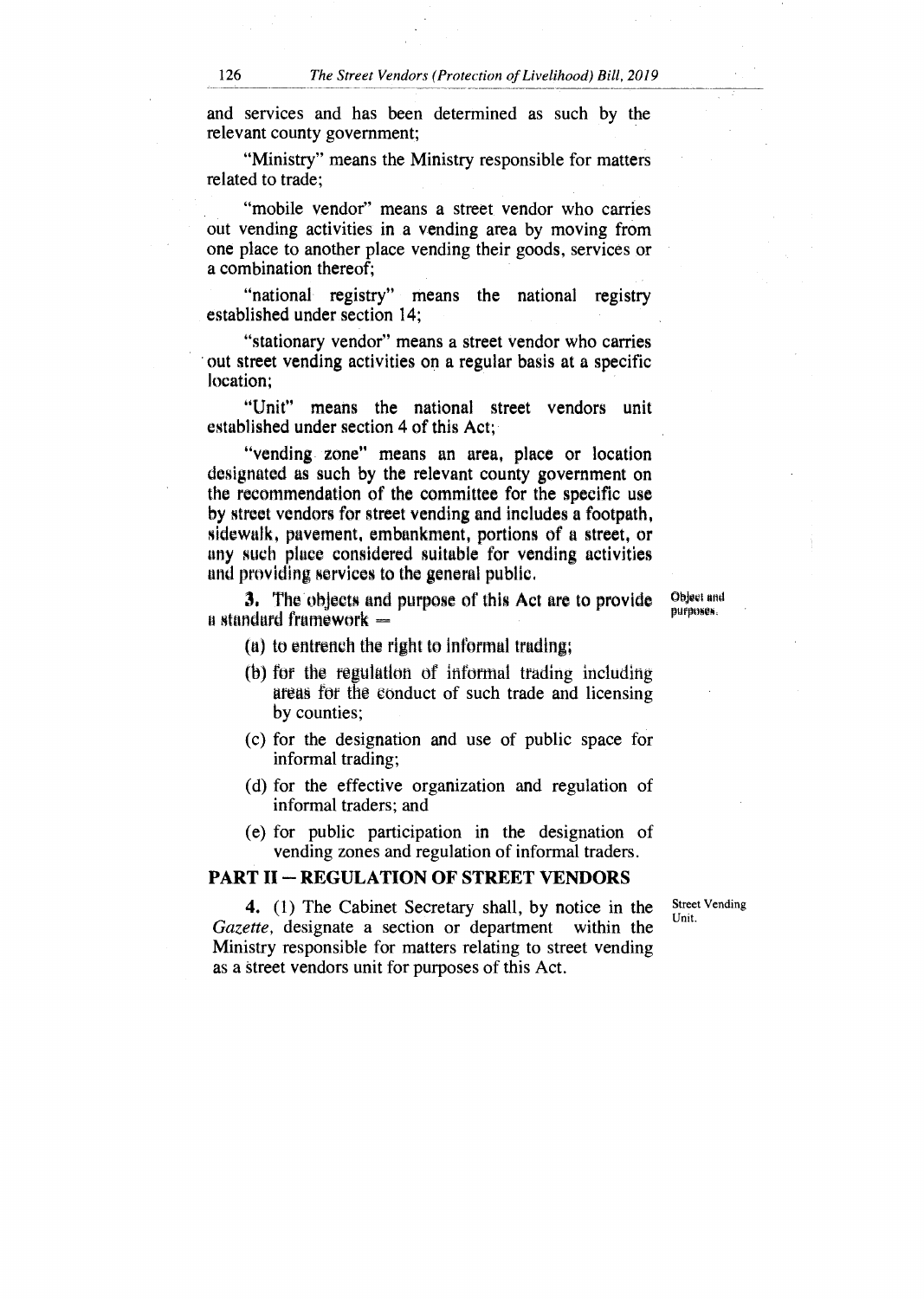and services and has been determined as such by the relevant county government;

"Ministry" means the Ministry responsible for matters related to trade;

"mobile vendor" means a street vendor who carries out vending activities in a vending area by moving from one place to another place vending their goods, services or a combination thereof;

"national registry" means the national registry established under section 14;

"stationary vendor" means a street vendor who carries out street vending activities on a regular basis at a specific location;

"Unit" means the national street vendors unit established under section 4 of this Act;

"vending zone" means an area, place or location designated as such by the relevant county government on the recommendation of the committee for the specific use by street vendors for street vending and includes a footpath, sidewalk, pavement, embankment, portions of a street, or any such place considered suitable for vending activities and providing services to the general public.

Object and purposes.

**3.** The objects and purpose of this Act are to provide a standard framework —

(a) to entrench the right to informal trading;

(b) for the regulation of informal trading including areas for the conduct of such trade and licensing by counties;

(c) for the designation and use of public space for informal trading;

(d) for the effective organization and regulation of informal traders; and

(e) for public participation in the designation of vending zones and regulation of informal traders.

## PART II — REGULATION OF STREET VENDORS

Street Vending Unit.

**4.** (1) The Cabinet Secretary shall, by notice in the *Gazette*, designate a section or department within the Ministry responsible for matters relating to street vending as a street vendors unit for purposes of this Act.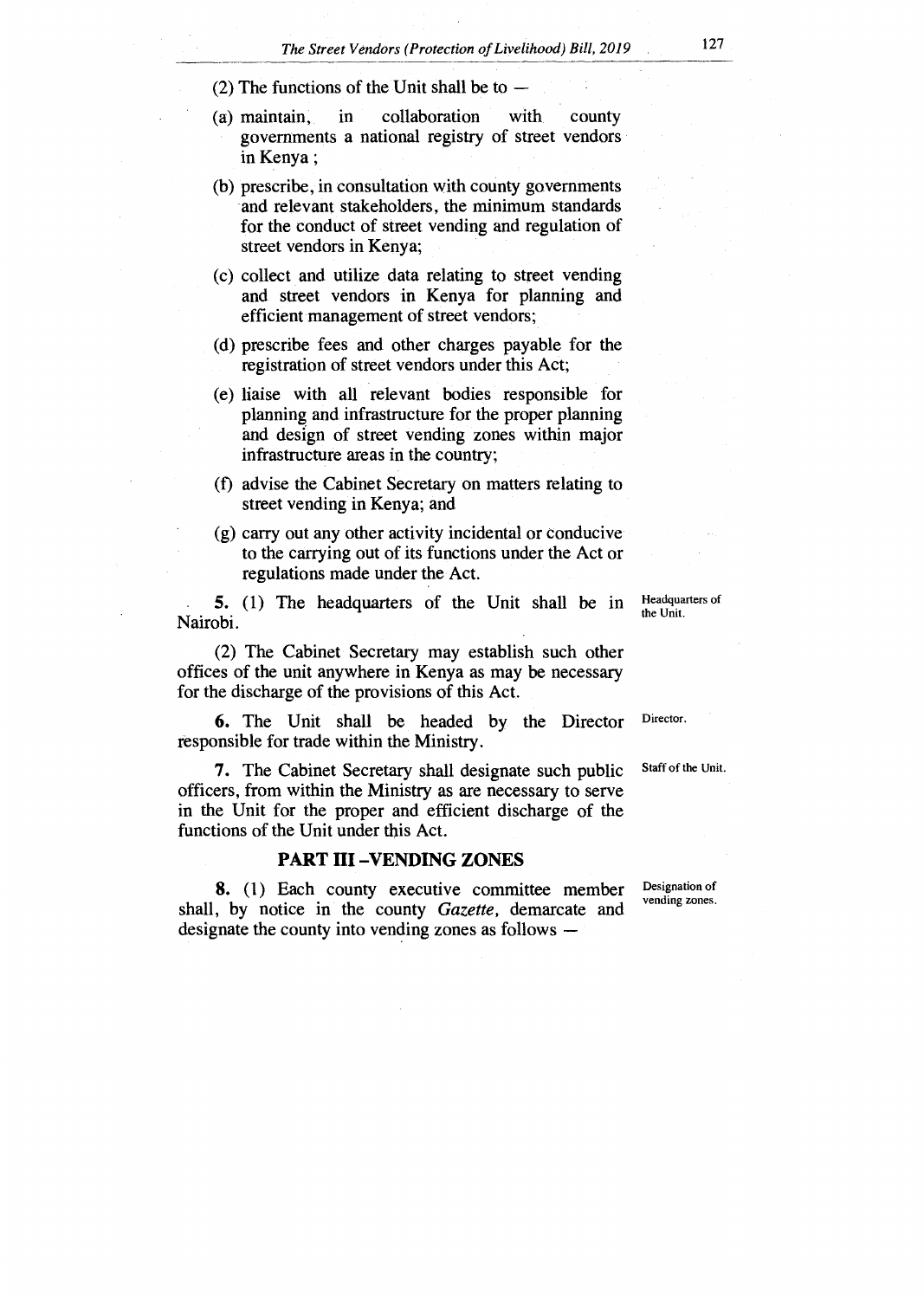(2) The functions of the Unit shall be to —

(a) maintain, in collaboration with county governments a national registry of street vendors in Kenya ;

(b) prescribe, in consultation with county governments and relevant stakeholders, the minimum standards for the conduct of street vending and regulation of street vendors in Kenya;

(c) collect and utilize data relating to street vending and street vendors in Kenya for planning and efficient management of street vendors;

(d) prescribe fees and other charges payable for the registration of street vendors under this Act;

(e) liaise with all relevant bodies responsible for planning and infrastructure for the proper planning and design of street vending zones within major infrastructure areas in the country;

(f) advise the Cabinet Secretary on matters relating to street vending in Kenya; and

(g) carry out any other activity incidental or conducive to the carrying out of its functions under the Act or regulations made under the Act.

Headquarters of the Unit.

**5.** (1) The headquarters of the Unit shall be in Nairobi.

(2) The Cabinet Secretary may establish such other offices of the unit anywhere in Kenya as may be necessary for the discharge of the provisions of this Act.

Director.

**6.** The Unit shall be headed by the Director responsible for trade within the Ministry.

Staff of the Unit.

**7.** The Cabinet Secretary shall designate such public officers, from within the Ministry as are necessary to serve in the Unit for the proper and efficient discharge of the functions of the Unit under this Act.

## PART III –VENDING ZONES

Designation of vending zones.

**8.** (1) Each county executive committee member shall, by notice in the county *Gazette*, demarcate and designate the county into vending zones as follows —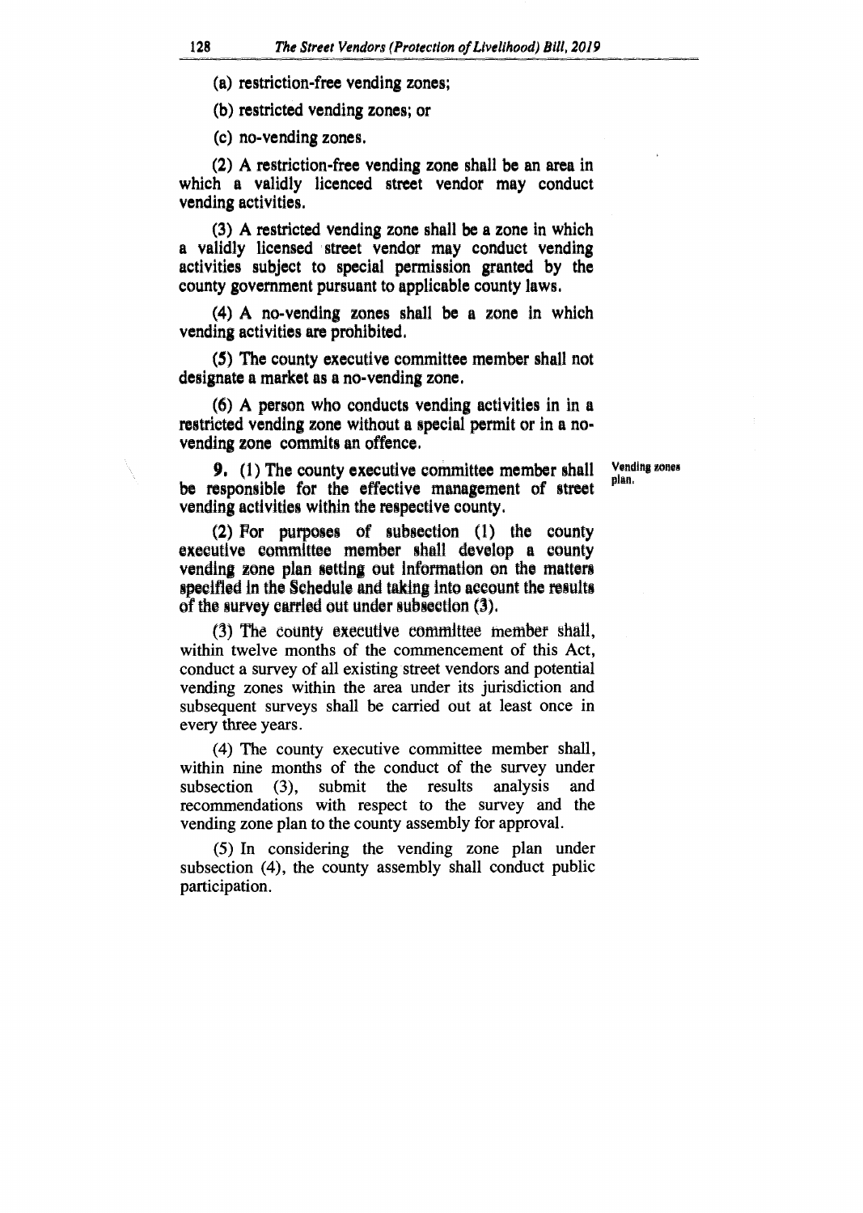(a) restriction-free vending zones;

(b) restricted vending zones; or

(c) no-vending zones.

(2) A restriction-free vending zone shall be an area in which a validly licenced street vendor may conduct vending activities.

(3) A restricted vending zone shall be a zone in which a validly licensed street vendor may conduct vending activities subject to special permission granted by the county government pursuant to applicable county laws.

(4) A no-vending zones shall be a zone in which vending activities are prohibited.

(5) The county executive committee member shall not designate a market as a no-vending zone.

(6) A person who conducts vending activities in in a restricted vending zone without a special permit or in a no-vending zone commits an offence.

**Vending zones plan.**

**9.** (1) The county executive committee member shall be responsible for the effective management of street vending activities within the respective county.

(2) For purposes of subsection (1) the county executive committee member shall develop a county vending zone plan setting out information on the matters specified in the Schedule and taking into account the results of the survey carried out under subsection (3).

(3) The county executive committee member shall, within twelve months of the commencement of this Act, conduct a survey of all existing street vendors and potential vending zones within the area under its jurisdiction and subsequent surveys shall be carried out at least once in every three years.

(4) The county executive committee member shall, within nine months of the conduct of the survey under subsection (3), submit the results analysis and recommendations with respect to the survey and the vending zone plan to the county assembly for approval.

(5) In considering the vending zone plan under subsection (4), the county assembly shall conduct public participation.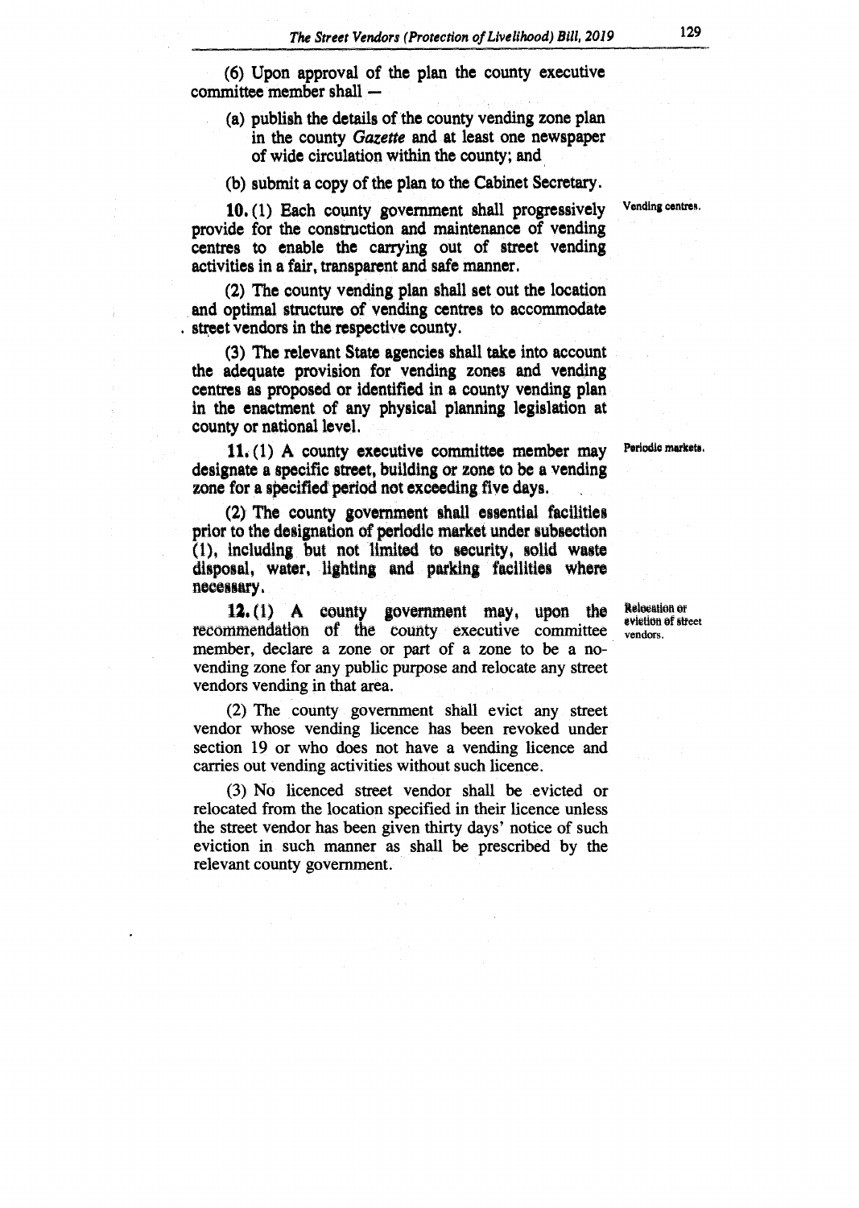(6) Upon approval of the plan the county executive committee member shall —

(a) publish the details of the county vending zone plan in the county *Gazette* and at least one newspaper of wide circulation within the county; and

(b) submit a copy of the plan to the Cabinet Secretary.

Vending centres.

**10.** (1) Each county government shall progressively provide for the construction and maintenance of vending centres to enable the carrying out of street vending activities in a fair, transparent and safe manner.

(2) The county vending plan shall set out the location and optimal structure of vending centres to accommodate street vendors in the respective county.

(3) The relevant State agencies shall take into account the adequate provision for vending zones and vending centres as proposed or identified in a county vending plan in the enactment of any physical planning legislation at county or national level.

Periodic markets.

**11.** (1) A county executive committee member may designate a specific street, building or zone to be a vending zone for a specified period not exceeding five days.

(2) The county government shall essential facilities prior to the designation of periodic market under subsection (1), including but not limited to security, solid waste disposal, water, lighting and parking facilities where necessary.

Relocation or eviction of street vendors.

**12.** (1) A county government may, upon the recommendation of the county executive committee member, declare a zone or part of a zone to be a no-vending zone for any public purpose and relocate any street vendors vending in that area.

(2) The county government shall evict any street vendor whose vending licence has been revoked under section 19 or who does not have a vending licence and carries out vending activities without such licence.

(3) No licenced street vendor shall be evicted or relocated from the location specified in their licence unless the street vendor has been given thirty days' notice of such eviction in such manner as shall be prescribed by the relevant county government.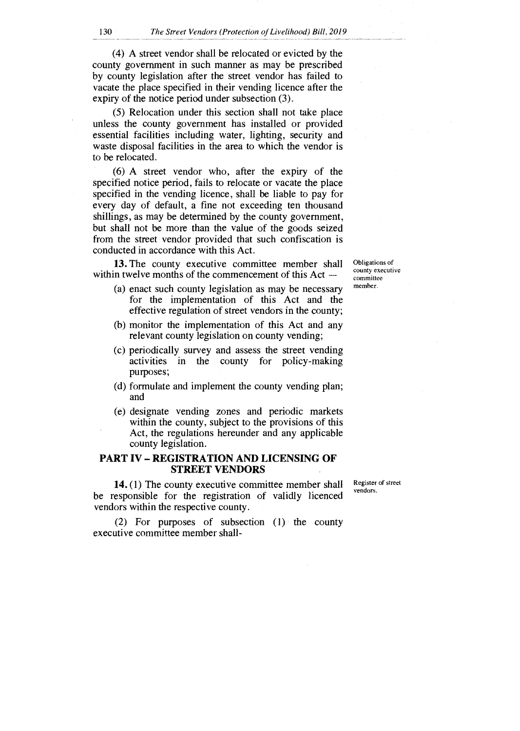(4) A street vendor shall be relocated or evicted by the county government in such manner as may be prescribed by county legislation after the street vendor has failed to vacate the place specified in their vending licence after the expiry of the notice period under subsection (3).

(5) Relocation under this section shall not take place unless the county government has installed or provided essential facilities including water, lighting, security and waste disposal facilities in the area to which the vendor is to be relocated.

(6) A street vendor who, after the expiry of the specified notice period, fails to relocate or vacate the place specified in the vending licence, shall be liable to pay for every day of default, a fine not exceeding ten thousand shillings, as may be determined by the county government, but shall not be more than the value of the goods seized from the street vendor provided that such confiscation is conducted in accordance with this Act.

Obligations of county executive committee member.

**13.** The county executive committee member shall within twelve months of the commencement of this Act —

(a) enact such county legislation as may be necessary for the implementation of this Act and the effective regulation of street vendors in the county;

(b) monitor the implementation of this Act and any relevant county legislation on county vending;

(c) periodically survey and assess the street vending activities in the county for policy-making purposes;

(d) formulate and implement the county vending plan; and

(e) designate vending zones and periodic markets within the county, subject to the provisions of this Act, the regulations hereunder and any applicable county legislation.

## PART IV – REGISTRATION AND LICENSING OF STREET VENDORS

Register of street vendors.

**14.** (1) The county executive committee member shall be responsible for the registration of validly licenced vendors within the respective county.

(2) For purposes of subsection (1) the county executive committee member shall-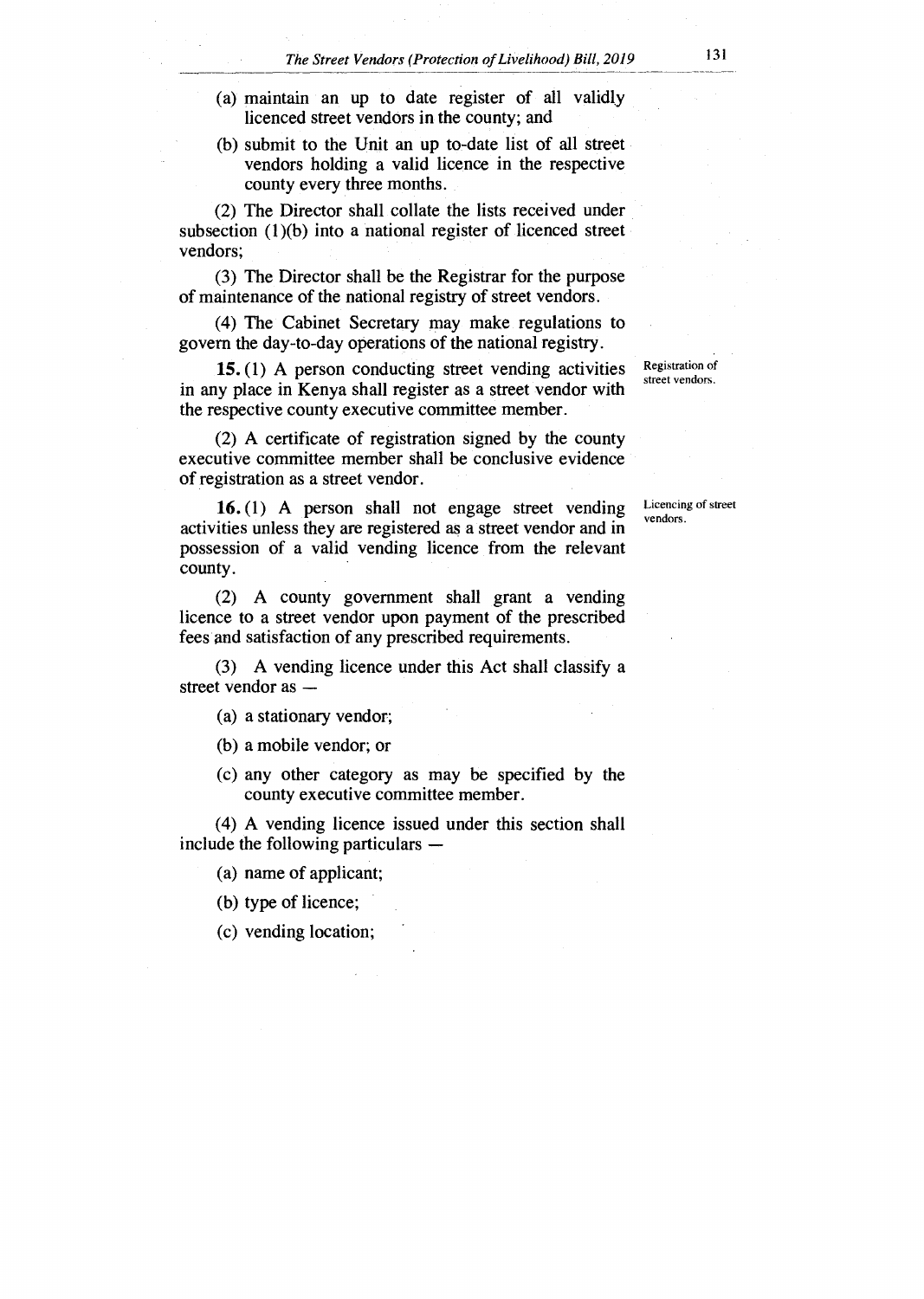(a) maintain an up to date register of all validly licenced street vendors in the county; and

(b) submit to the Unit an up to-date list of all street vendors holding a valid licence in the respective county every three months.

(2) The Director shall collate the lists received under subsection (1)(b) into a national register of licenced street vendors;

(3) The Director shall be the Registrar for the purpose of maintenance of the national registry of street vendors.

(4) The Cabinet Secretary may make regulations to govern the day-to-day operations of the national registry.

Registration of street vendors.

**15.** (1) A person conducting street vending activities in any place in Kenya shall register as a street vendor with the respective county executive committee member.

(2) A certificate of registration signed by the county executive committee member shall be conclusive evidence of registration as a street vendor.

Licencing of street vendors.

**16.** (1) A person shall not engage street vending activities unless they are registered as a street vendor and in possession of a valid vending licence from the relevant county.

(2) A county government shall grant a vending licence to a street vendor upon payment of the prescribed fees and satisfaction of any prescribed requirements.

(3) A vending licence under this Act shall classify a street vendor as —

(a) a stationary vendor;

(b) a mobile vendor; or

(c) any other category as may be specified by the county executive committee member.

(4) A vending licence issued under this section shall include the following particulars —

(a) name of applicant;

(b) type of licence;

(c) vending location;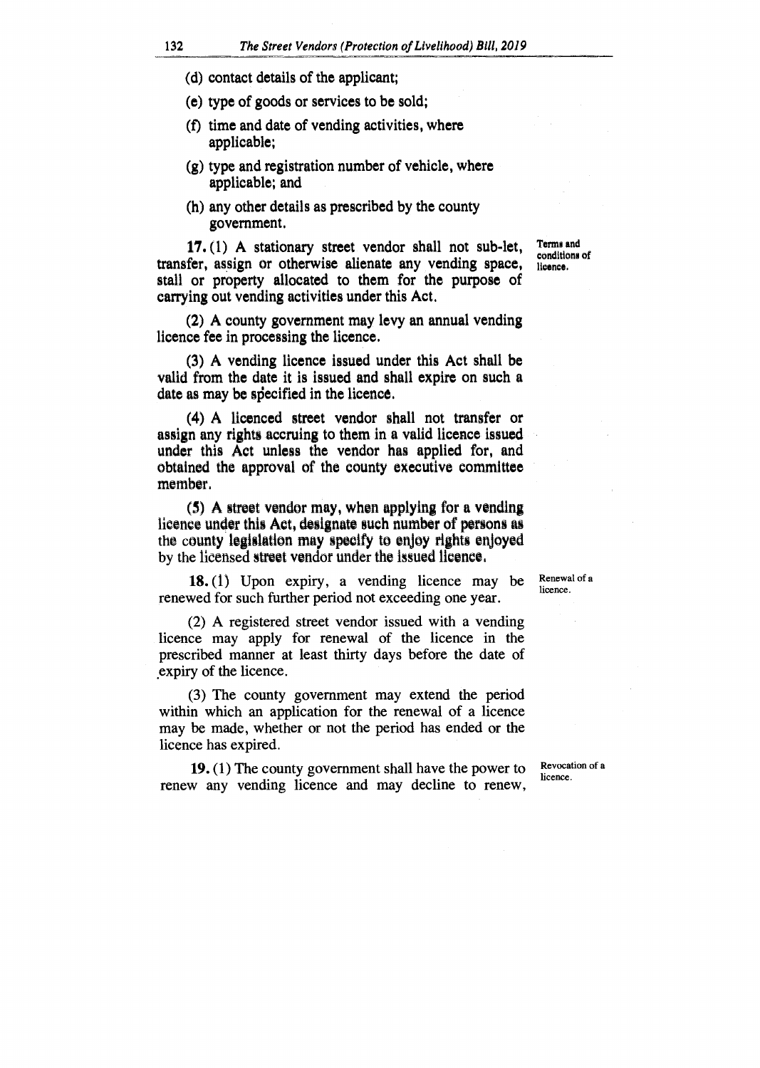(d) contact details of the applicant;

(e) type of goods or services to be sold;

(f) time and date of vending activities, where applicable;

(g) type and registration number of vehicle, where applicable; and

(h) any other details as prescribed by the county government.

Terms and conditions of licence.

**17.** (1) A stationary street vendor shall not sub-let, transfer, assign or otherwise alienate any vending space, stall or property allocated to them for the purpose of carrying out vending activities under this Act.

(2) A county government may levy an annual vending licence fee in processing the licence.

(3) A vending licence issued under this Act shall be valid from the date it is issued and shall expire on such a date as may be specified in the licence.

(4) A licenced street vendor shall not transfer or assign any rights accruing to them in a valid licence issued under this Act unless the vendor has applied for, and obtained the approval of the county executive committee member.

(5) A street vendor may, when applying for a vending licence under this Act, designate such number of persons as the county legislation may specify to enjoy rights enjoyed by the licensed street vendor under the issued licence.

Renewal of a licence.

**18.** (1) Upon expiry, a vending licence may be renewed for such further period not exceeding one year.

(2) A registered street vendor issued with a vending licence may apply for renewal of the licence in the prescribed manner at least thirty days before the date of expiry of the licence.

(3) The county government may extend the period within which an application for the renewal of a licence may be made, whether or not the period has ended or the licence has expired.

Revocation of a licence.

**19.** (1) The county government shall have the power to renew any vending licence and may decline to renew,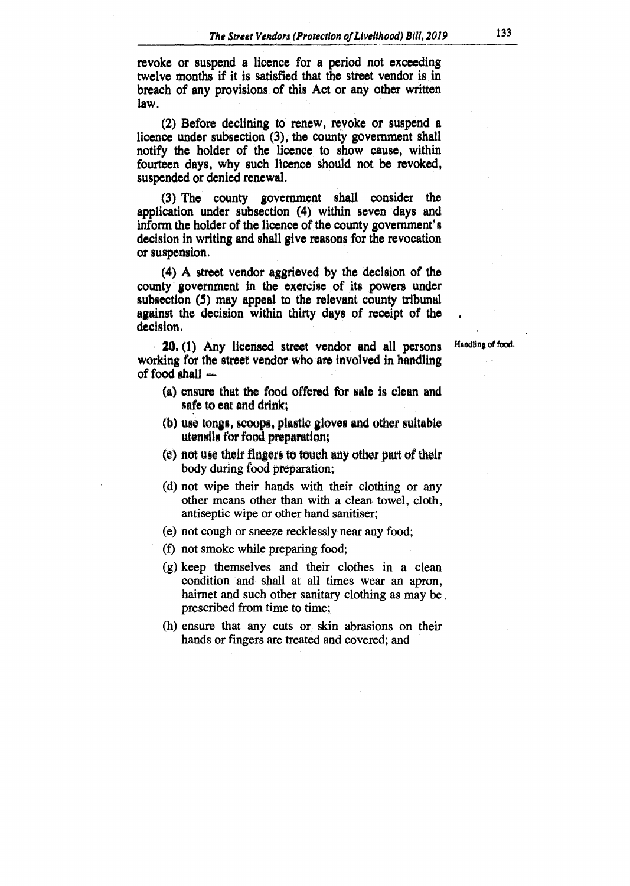revoke or suspend a licence for a period not exceeding twelve months if it is satisfied that the street vendor is in breach of any provisions of this Act or any other written law.

(2) Before declining to renew, revoke or suspend a licence under subsection (3), the county government shall notify the holder of the licence to show cause, within fourteen days, why such licence should not be revoked, suspended or denied renewal.

(3) The county government shall consider the application under subsection (4) within seven days and inform the holder of the licence of the county government's decision in writing and shall give reasons for the revocation or suspension.

(4) A street vendor aggrieved by the decision of the county government in the exercise of its powers under subsection (5) may appeal to the relevant county tribunal against the decision within thirty days of receipt of the decision.

Handling of food.

**20.** (1) Any licensed street vendor and all persons working for the street vendor who are involved in handling of food shall —

(a) ensure that the food offered for sale is clean and safe to eat and drink;

(b) use tongs, scoops, plastic gloves and other suitable utensils for food preparation;

(c) not use their fingers to touch any other part of their body during food preparation;

(d) not wipe their hands with their clothing or any other means other than with a clean towel, cloth, antiseptic wipe or other hand sanitiser;

(e) not cough or sneeze recklessly near any food;

(f) not smoke while preparing food;

(g) keep themselves and their clothes in a clean condition and shall at all times wear an apron, hairnet and such other sanitary clothing as may be prescribed from time to time;

(h) ensure that any cuts or skin abrasions on their hands or fingers are treated and covered; and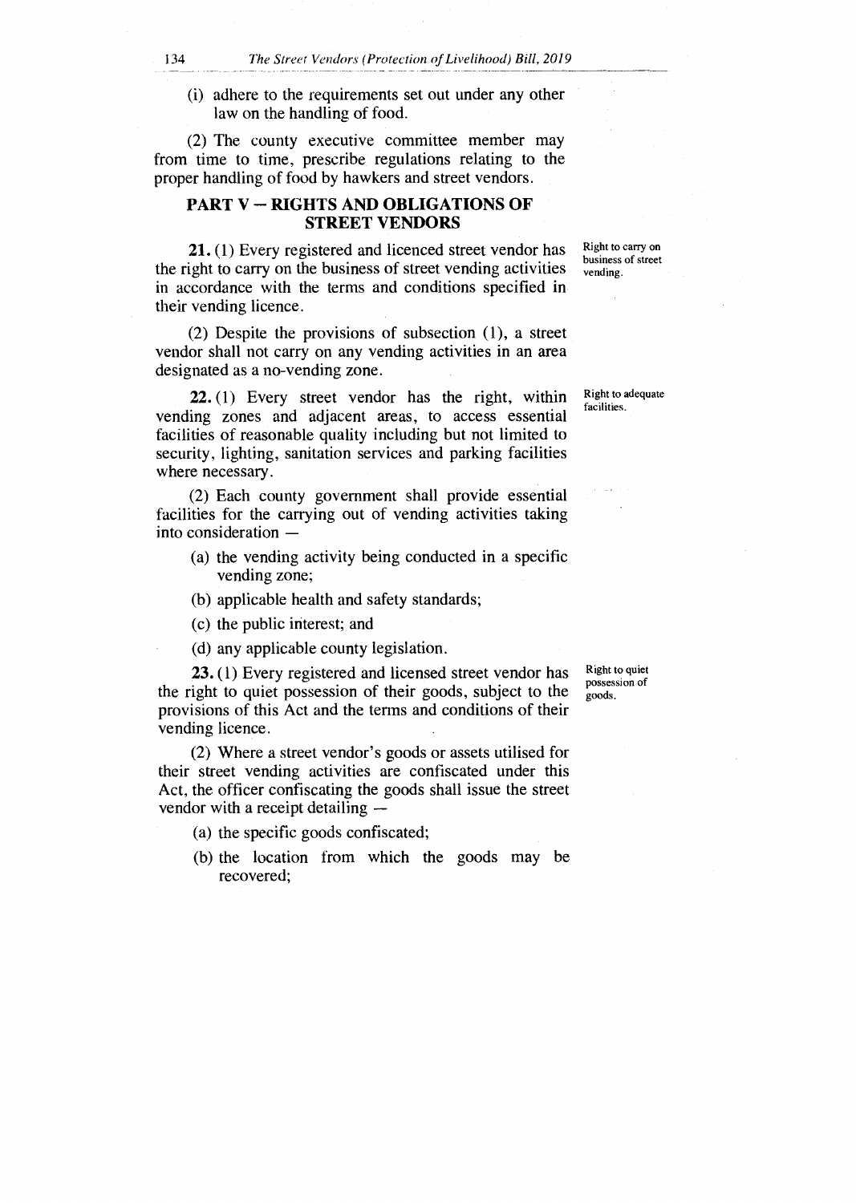(i) adhere to the requirements set out under any other law on the handling of food.

(2) The county executive committee member may from time to time, prescribe regulations relating to the proper handling of food by hawkers and street vendors.

## PART V – RIGHTS AND OBLIGATIONS OF STREET VENDORS

Right to carry on business of street vending.

**21.** (1) Every registered and licenced street vendor has the right to carry on the business of street vending activities in accordance with the terms and conditions specified in their vending licence.

(2) Despite the provisions of subsection (1), a street vendor shall not carry on any vending activities in an area designated as a no-vending zone.

Right to adequate facilities.

**22.** (1) Every street vendor has the right, within vending zones and adjacent areas, to access essential facilities of reasonable quality including but not limited to security, lighting, sanitation services and parking facilities where necessary.

(2) Each county government shall provide essential facilities for the carrying out of vending activities taking into consideration –

(a) the vending activity being conducted in a specific vending zone;

(b) applicable health and safety standards;

(c) the public interest; and

(d) any applicable county legislation.

Right to quiet possession of goods.

**23.** (1) Every registered and licensed street vendor has the right to quiet possession of their goods, subject to the provisions of this Act and the terms and conditions of their vending licence.

(2) Where a street vendor's goods or assets utilised for their street vending activities are confiscated under this Act, the officer confiscating the goods shall issue the street vendor with a receipt detailing –

(a) the specific goods confiscated;

(b) the location from which the goods may be recovered;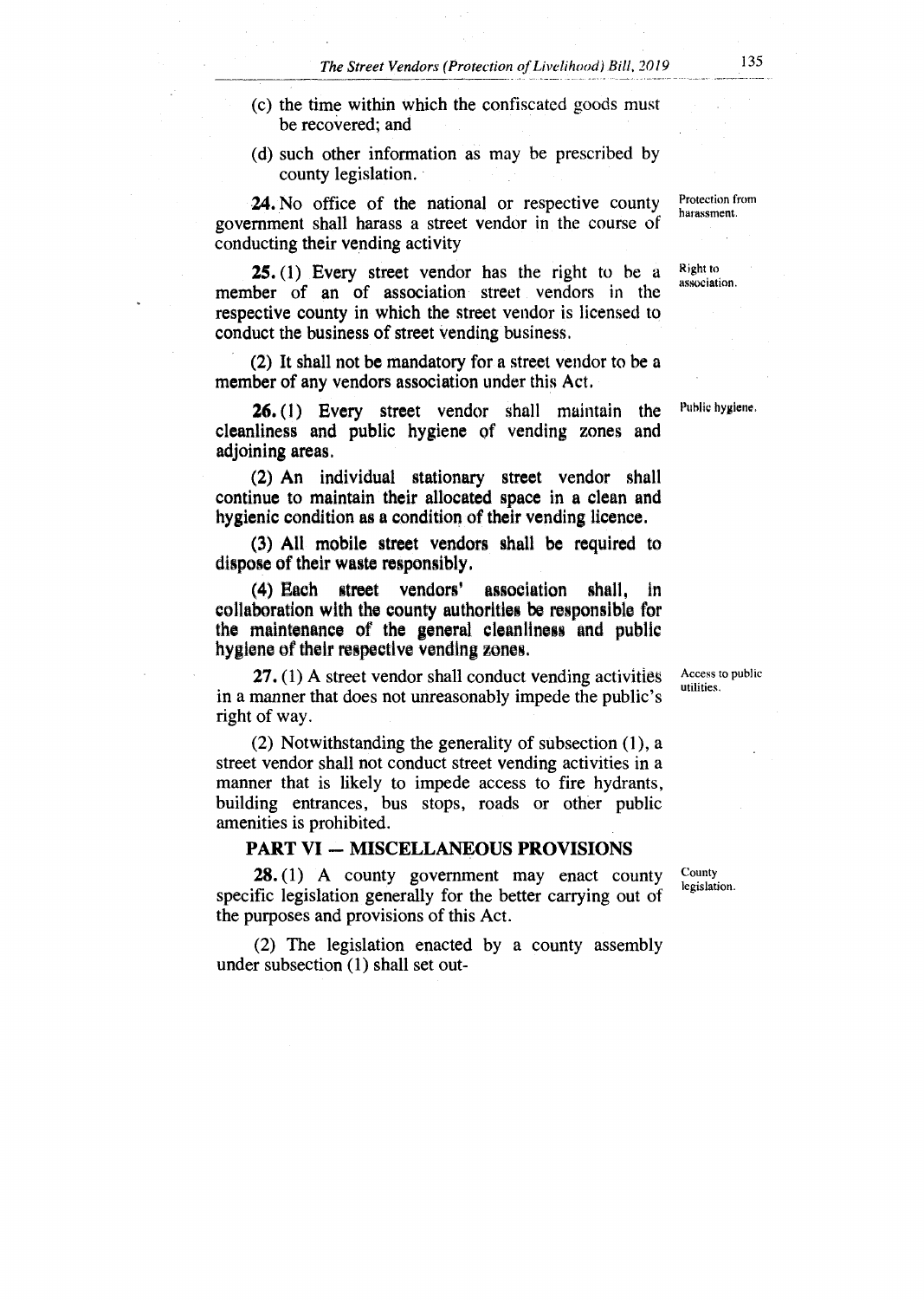(c) the time within which the confiscated goods must be recovered; and

(d) such other information as may be prescribed by county legislation.

Protection from harassment.

**24.** No office of the national or respective county government shall harass a street vendor in the course of conducting their vending activity

Right to association.

**25.** (1) Every street vendor has the right to be a member of an of association street vendors in the respective county in which the street vendor is licensed to conduct the business of street vending business.

(2) It shall not be mandatory for a street vendor to be a member of any vendors association under this Act.

Public hygiene.

**26.** (1) Every street vendor shall maintain the cleanliness and public hygiene of vending zones and adjoining areas.

(2) An individual stationary street vendor shall continue to maintain their allocated space in a clean and hygienic condition as a condition of their vending licence.

(3) All mobile street vendors shall be required to dispose of their waste responsibly.

(4) Each street vendors' association shall, in collaboration with the county authorities be responsible for the maintenance of the general cleanliness and public hygiene of their respective vending zones.

Access to public utilities.

**27.** (1) A street vendor shall conduct vending activities in a manner that does not unreasonably impede the public's right of way.

(2) Notwithstanding the generality of subsection (1), a street vendor shall not conduct street vending activities in a manner that is likely to impede access to fire hydrants, building entrances, bus stops, roads or other public amenities is prohibited.

## PART VI — MISCELLANEOUS PROVISIONS

County legislation.

**28.** (1) A county government may enact county specific legislation generally for the better carrying out of the purposes and provisions of this Act.

(2) The legislation enacted by a county assembly under subsection (1) shall set out-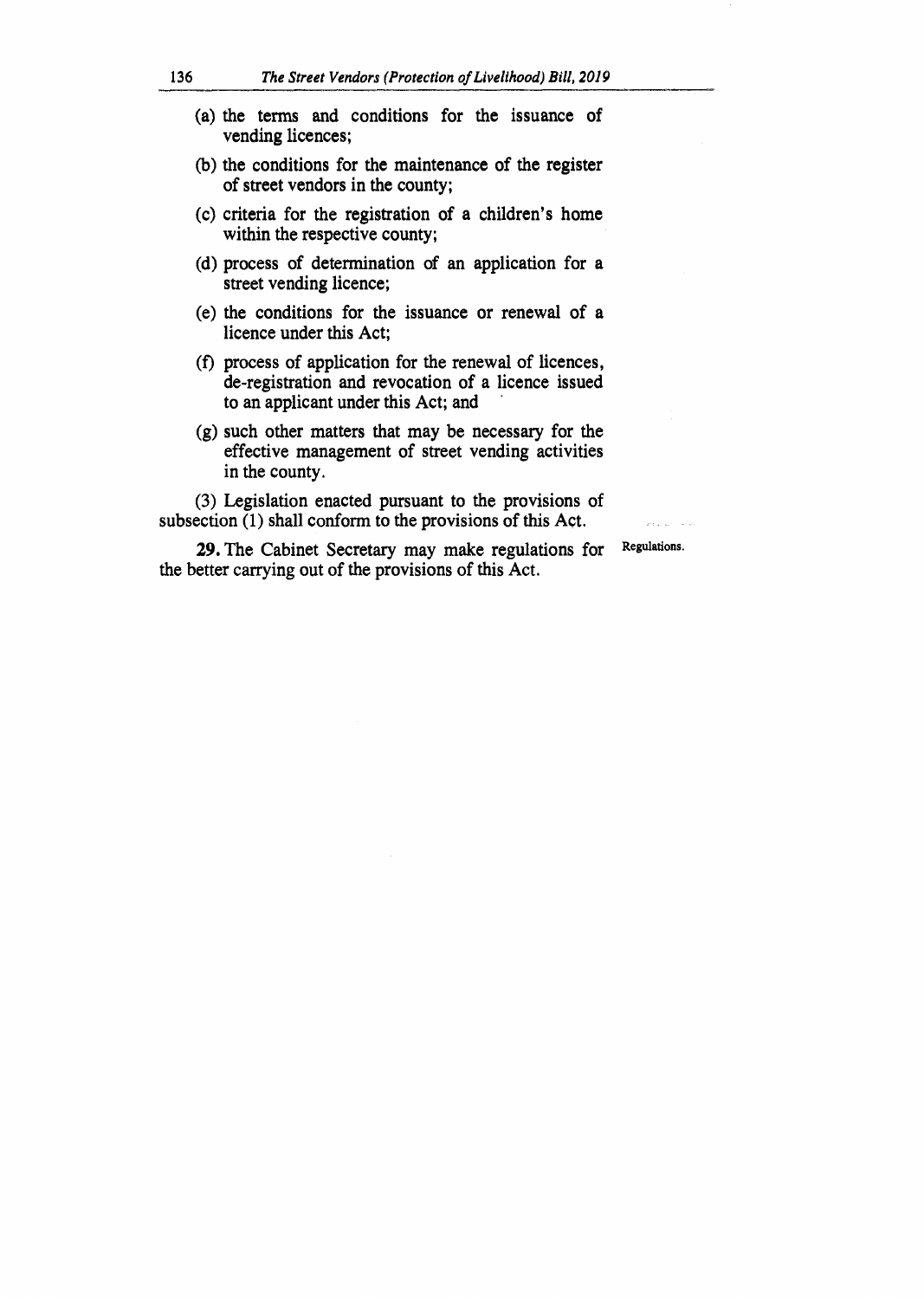(a) the terms and conditions for the issuance of vending licences;

(b) the conditions for the maintenance of the register of street vendors in the county;

(c) criteria for the registration of a children's home within the respective county;

(d) process of determination of an application for a street vending licence;

(e) the conditions for the issuance or renewal of a licence under this Act;

(f) process of application for the renewal of licences, de-registration and revocation of a licence issued to an applicant under this Act; and

(g) such other matters that may be necessary for the effective management of street vending activities in the county.

(3) Legislation enacted pursuant to the provisions of subsection (1) shall conform to the provisions of this Act.

Regulations.

**29.** The Cabinet Secretary may make regulations for the better carrying out of the provisions of this Act.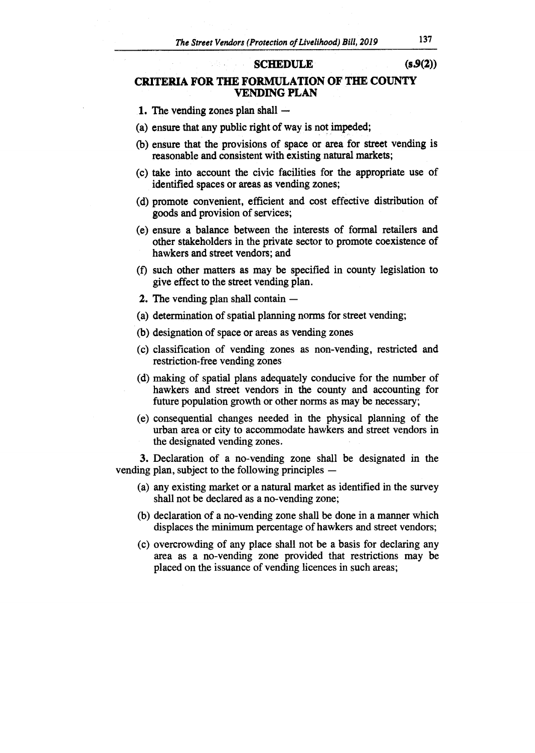## SCHEDULE (s.9(2))

## CRITERIA FOR THE FORMULATION OF THE COUNTY VENDING PLAN

**1.** The vending zones plan shall —

(a) ensure that any public right of way is not impeded;

(b) ensure that the provisions of space or area for street vending is reasonable and consistent with existing natural markets;

(c) take into account the civic facilities for the appropriate use of identified spaces or areas as vending zones;

(d) promote convenient, efficient and cost effective distribution of goods and provision of services;

(e) ensure a balance between the interests of formal retailers and other stakeholders in the private sector to promote coexistence of hawkers and street vendors; and

(f) such other matters as may be specified in county legislation to give effect to the street vending plan.

**2.** The vending plan shall contain —

(a) determination of spatial planning norms for street vending;

(b) designation of space or areas as vending zones

(c) classification of vending zones as non-vending, restricted and restriction-free vending zones

(d) making of spatial plans adequately conducive for the number of hawkers and street vendors in the county and accounting for future population growth or other norms as may be necessary;

(e) consequential changes needed in the physical planning of the urban area or city to accommodate hawkers and street vendors in the designated vending zones.

**3.** Declaration of a no-vending zone shall be designated in the vending plan, subject to the following principles —

(a) any existing market or a natural market as identified in the survey shall not be declared as a no-vending zone;

(b) declaration of a no-vending zone shall be done in a manner which displaces the minimum percentage of hawkers and street vendors;

(c) overcrowding of any place shall not be a basis for declaring any area as a no-vending zone provided that restrictions may be placed on the issuance of vending licences in such areas;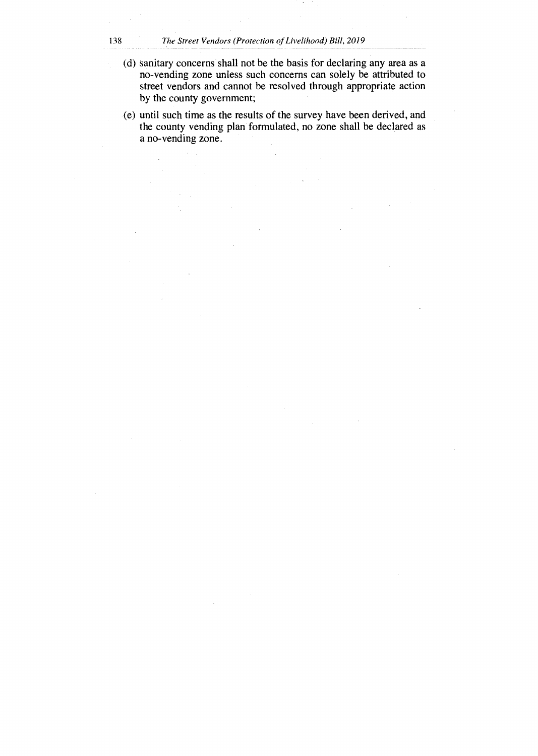(d) sanitary concerns shall not be the basis for declaring any area as a no-vending zone unless such concerns can solely be attributed to street vendors and cannot be resolved through appropriate action by the county government;

(e) until such time as the results of the survey have been derived, and the county vending plan formulated, no zone shall be declared as a no-vending zone.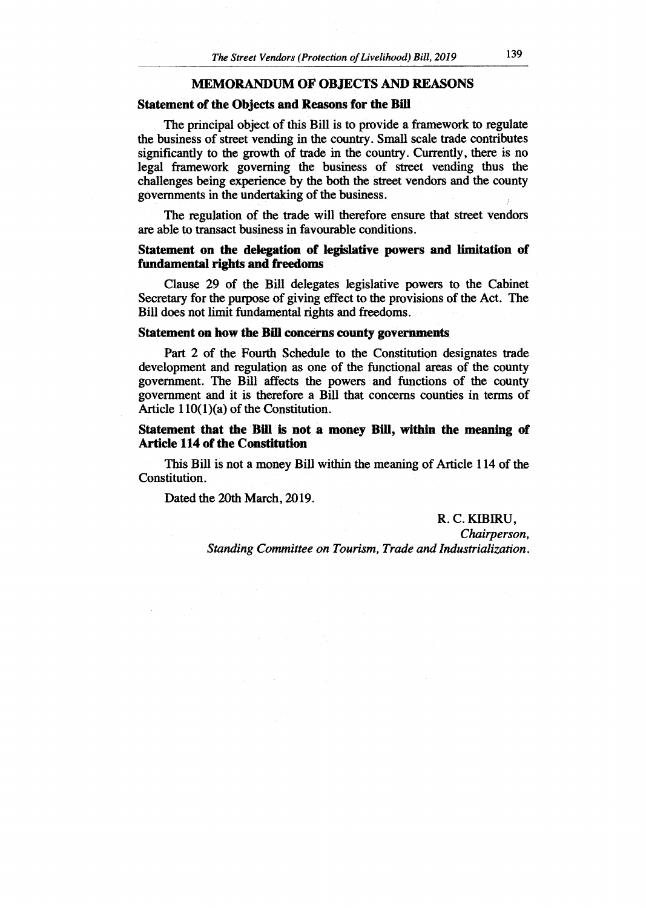## MEMORANDUM OF OBJECTS AND REASONS

### Statement of the Objects and Reasons for the Bill

The principal object of this Bill is to provide a framework to regulate the business of street vending in the country. Small scale trade contributes significantly to the growth of trade in the country. Currently, there is no legal framework governing the business of street vending thus the challenges being experience by the both the street vendors and the county governments in the undertaking of the business.

The regulation of the trade will therefore ensure that street vendors are able to transact business in favourable conditions.

### Statement on the delegation of legislative powers and limitation of fundamental rights and freedoms

Clause 29 of the Bill delegates legislative powers to the Cabinet Secretary for the purpose of giving effect to the provisions of the Act. The Bill does not limit fundamental rights and freedoms.

### Statement on how the Bill concerns county governments

Part 2 of the Fourth Schedule to the Constitution designates trade development and regulation as one of the functional areas of the county government. The Bill affects the powers and functions of the county government and it is therefore a Bill that concerns counties in terms of Article 110(1)(a) of the Constitution.

### Statement that the Bill is not a money Bill, within the meaning of Article 114 of the Constitution

This Bill is not a money Bill within the meaning of Article 114 of the Constitution.

Dated the 20th March, 2019.

R. C. KIBIRU,
*Chairperson,*
*Standing Committee on Tourism, Trade and Industrialization.*